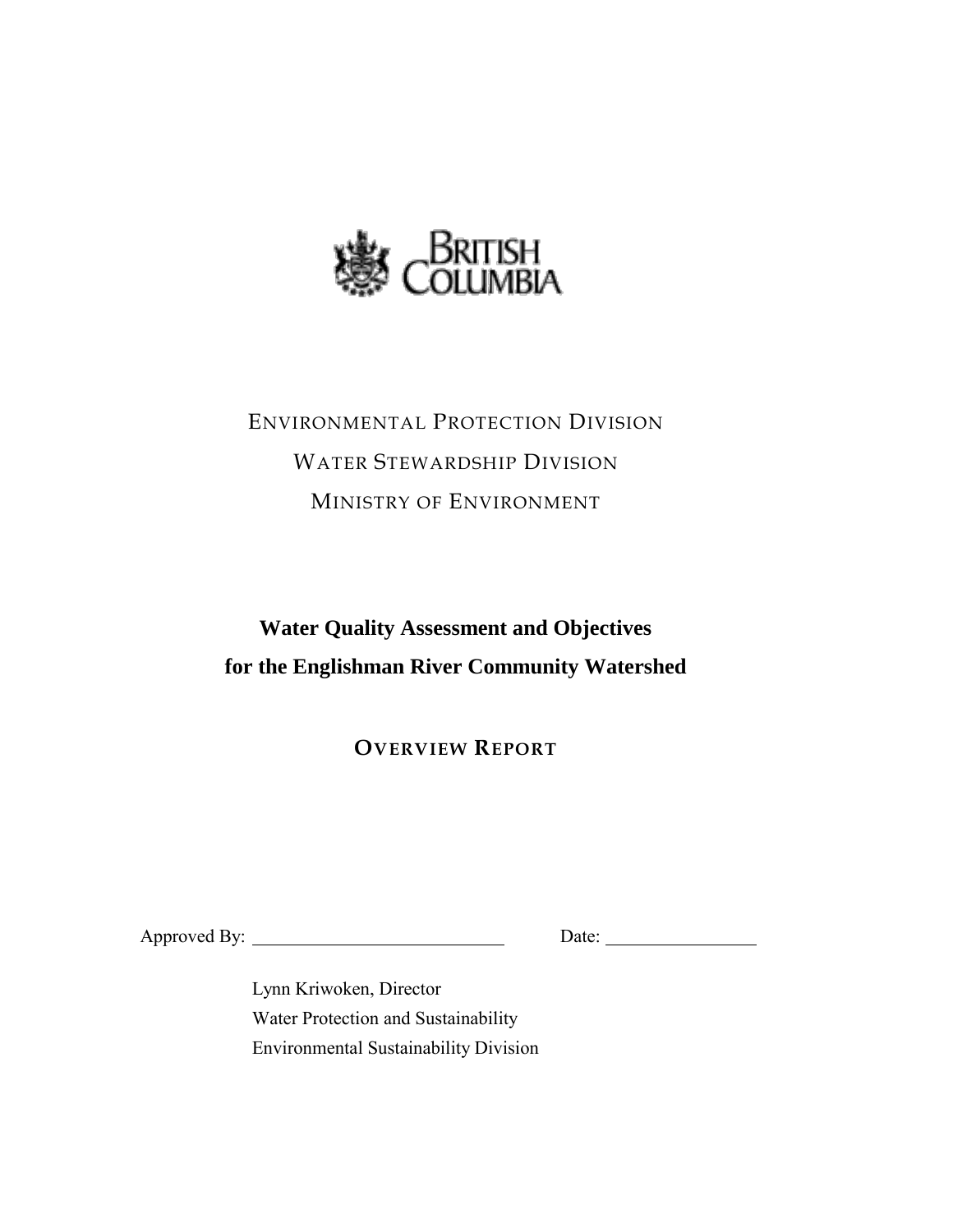BRITISH COLUMBIA

ENVIRONMENTAL PROTECTION DIVISION

WATER STEWARDSHIP DIVISION

MINISTRY OF ENVIRONMENT

# Water Quality Assessment and Objectives for the Englishman River Community Watershed

## OVERVIEW REPORT

Approved By: ___________________________ Date: ________________

Lynn Kriwoken, Director
Water Protection and Sustainability
Environmental Sustainability Division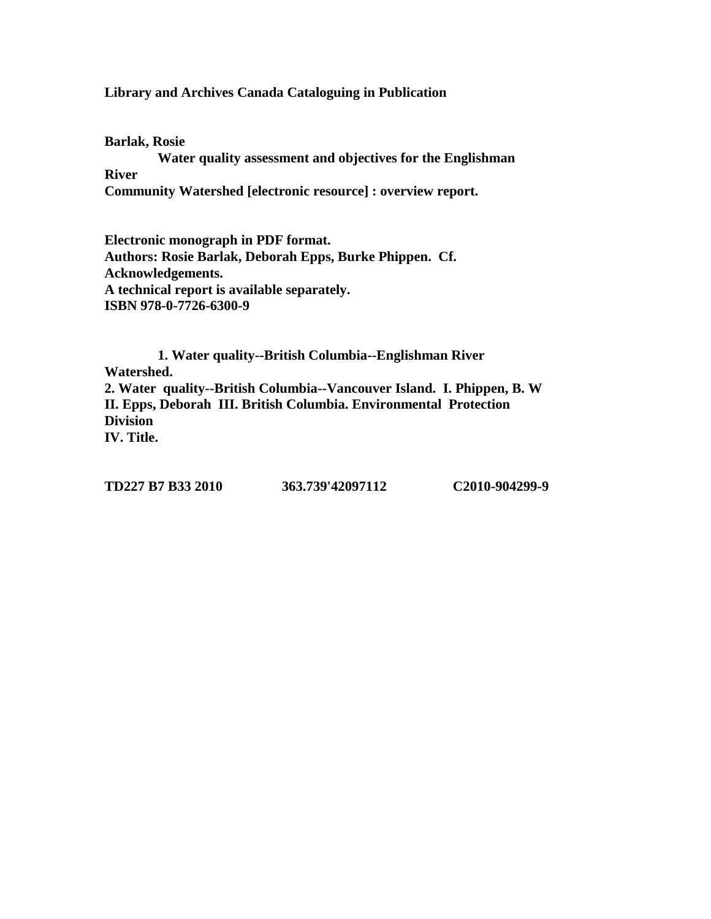**Library and Archives Canada Cataloguing in Publication**

**Barlak, Rosie**
**Water quality assessment and objectives for the Englishman River**
**Community Watershed [electronic resource] : overview report.**

**Electronic monograph in PDF format.**
**Authors: Rosie Barlak, Deborah Epps, Burke Phippen. Cf. Acknowledgements.**
**A technical report is available separately.**
**ISBN 978-0-7726-6300-9**

**1. Water quality--British Columbia--Englishman River Watershed.**
**2. Water quality--British Columbia--Vancouver Island. I. Phippen, B. W II. Epps, Deborah III. British Columbia. Environmental Protection Division**
**IV. Title.**

**TD227 B7 B33 2010 363.739'42097112 C2010-904299-9**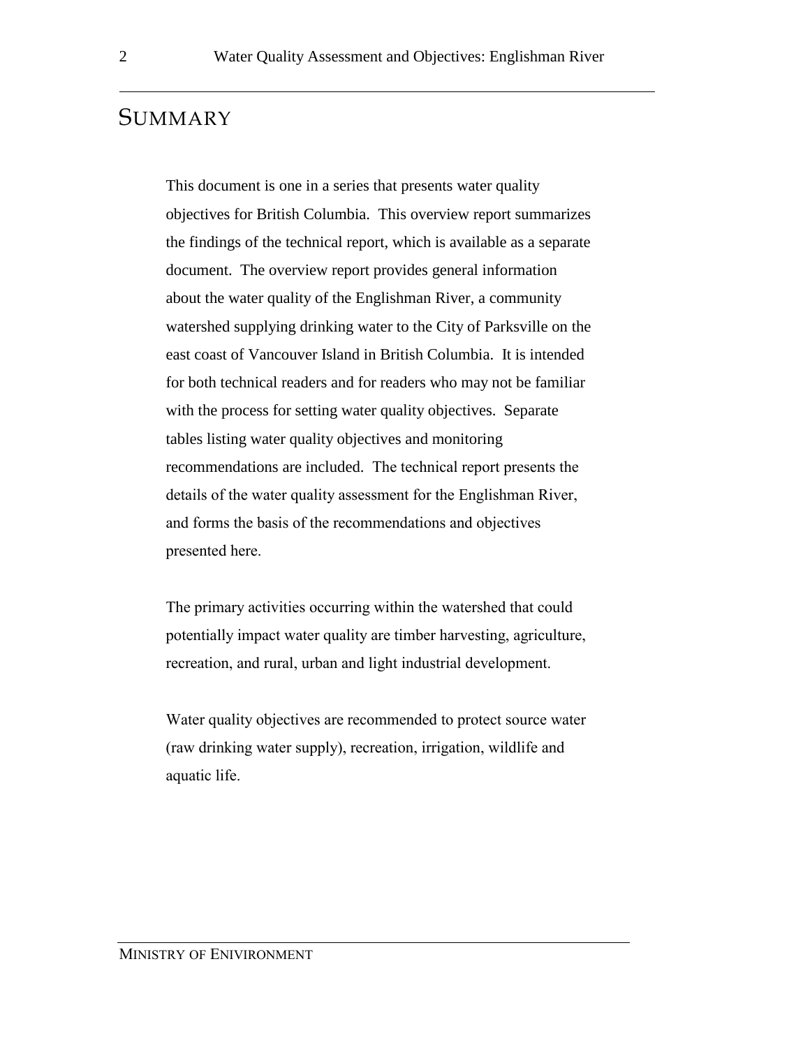# SUMMARY

This document is one in a series that presents water quality objectives for British Columbia. This overview report summarizes the findings of the technical report, which is available as a separate document. The overview report provides general information about the water quality of the Englishman River, a community watershed supplying drinking water to the City of Parksville on the east coast of Vancouver Island in British Columbia. It is intended for both technical readers and for readers who may not be familiar with the process for setting water quality objectives. Separate tables listing water quality objectives and monitoring recommendations are included. The technical report presents the details of the water quality assessment for the Englishman River, and forms the basis of the recommendations and objectives presented here.

The primary activities occurring within the watershed that could potentially impact water quality are timber harvesting, agriculture, recreation, and rural, urban and light industrial development.

Water quality objectives are recommended to protect source water (raw drinking water supply), recreation, irrigation, wildlife and aquatic life.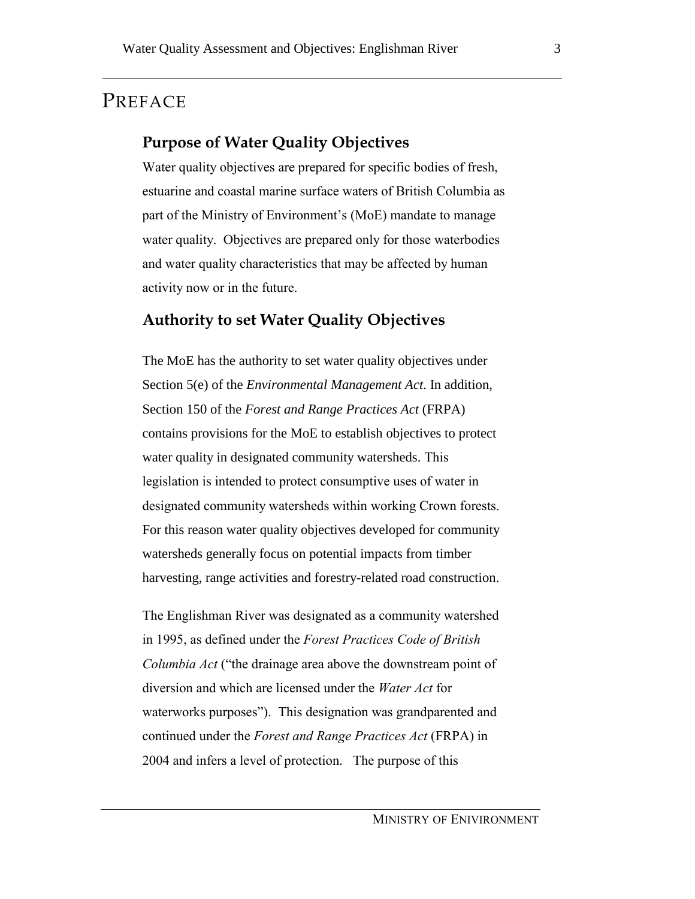# PREFACE

## Purpose of Water Quality Objectives

Water quality objectives are prepared for specific bodies of fresh, estuarine and coastal marine surface waters of British Columbia as part of the Ministry of Environment's (MoE) mandate to manage water quality. Objectives are prepared only for those waterbodies and water quality characteristics that may be affected by human activity now or in the future.

## Authority to set Water Quality Objectives

The MoE has the authority to set water quality objectives under Section 5(e) of the *Environmental Management Act*. In addition, Section 150 of the *Forest and Range Practices Act* (FRPA) contains provisions for the MoE to establish objectives to protect water quality in designated community watersheds. This legislation is intended to protect consumptive uses of water in designated community watersheds within working Crown forests. For this reason water quality objectives developed for community watersheds generally focus on potential impacts from timber harvesting, range activities and forestry-related road construction.

The Englishman River was designated as a community watershed in 1995, as defined under the *Forest Practices Code of British Columbia Act* ("the drainage area above the downstream point of diversion and which are licensed under the *Water Act* for waterworks purposes"). This designation was grandparented and continued under the *Forest and Range Practices Act* (FRPA) in 2004 and infers a level of protection. The purpose of this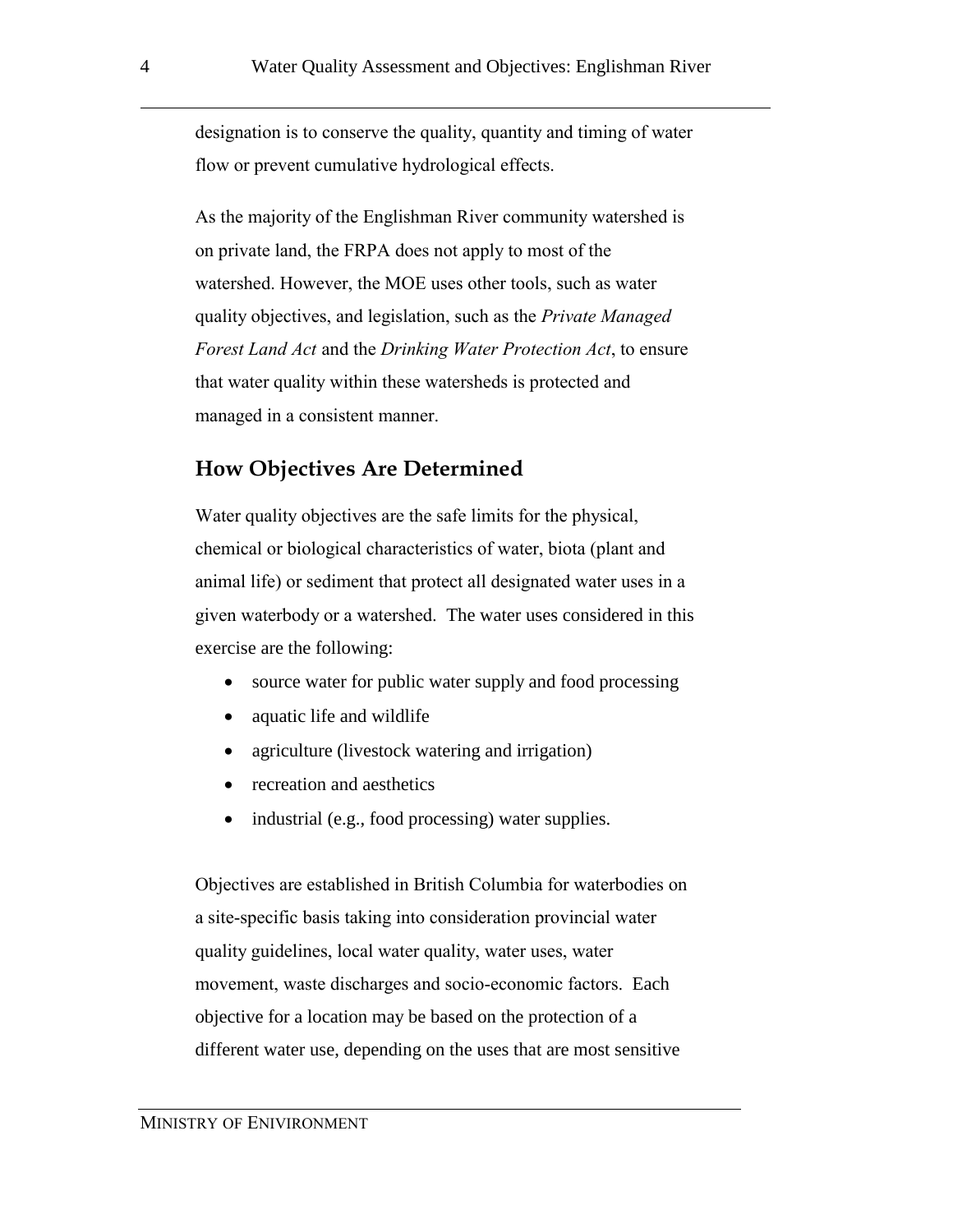designation is to conserve the quality, quantity and timing of water flow or prevent cumulative hydrological effects.

As the majority of the Englishman River community watershed is on private land, the FRPA does not apply to most of the watershed. However, the MOE uses other tools, such as water quality objectives, and legislation, such as the *Private Managed Forest Land Act* and the *Drinking Water Protection Act*, to ensure that water quality within these watersheds is protected and managed in a consistent manner.

## How Objectives Are Determined

Water quality objectives are the safe limits for the physical, chemical or biological characteristics of water, biota (plant and animal life) or sediment that protect all designated water uses in a given waterbody or a watershed. The water uses considered in this exercise are the following:

- source water for public water supply and food processing
- aquatic life and wildlife
- agriculture (livestock watering and irrigation)
- recreation and aesthetics
- industrial (e.g., food processing) water supplies.

Objectives are established in British Columbia for waterbodies on a site-specific basis taking into consideration provincial water quality guidelines, local water quality, water uses, water movement, waste discharges and socio-economic factors. Each objective for a location may be based on the protection of a different water use, depending on the uses that are most sensitive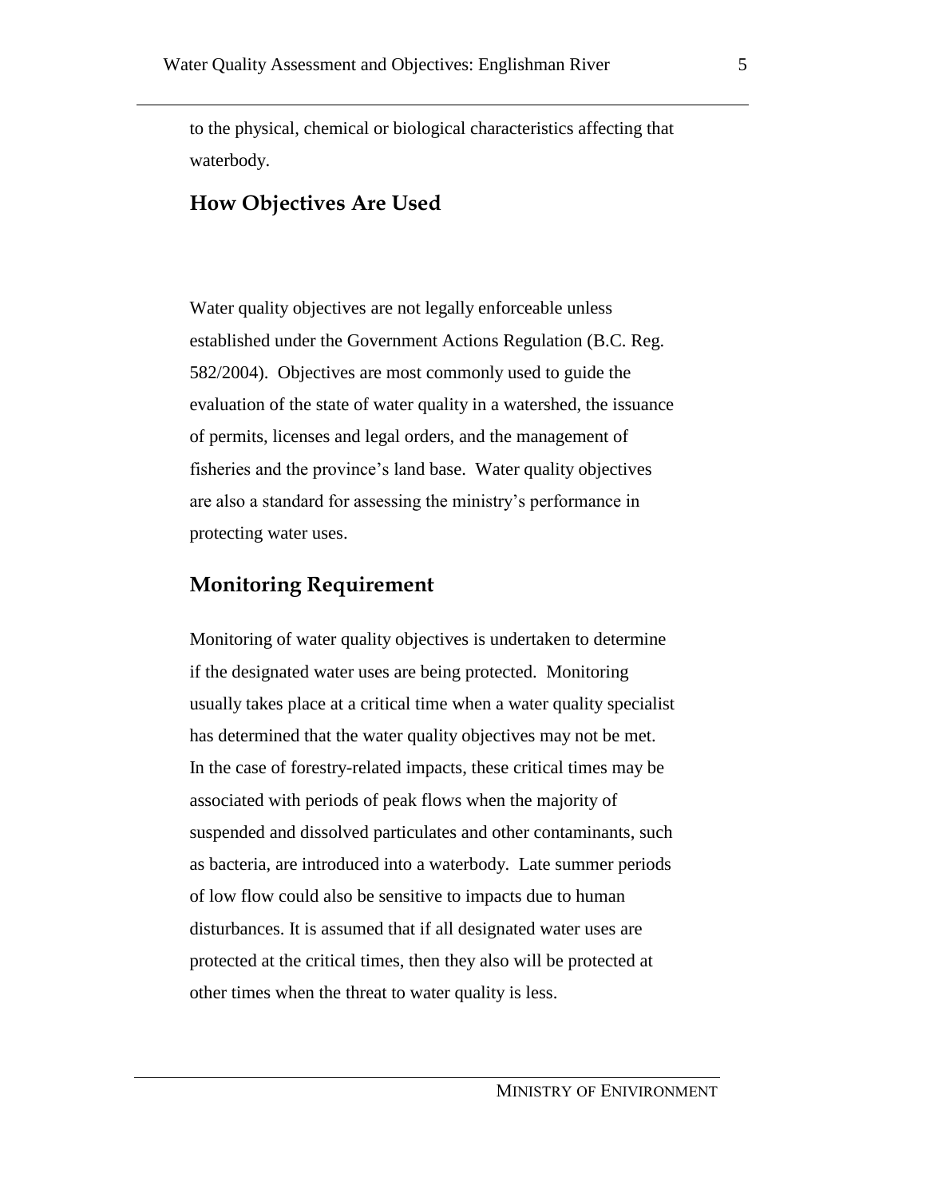to the physical, chemical or biological characteristics affecting that waterbody.

## How Objectives Are Used

Water quality objectives are not legally enforceable unless established under the Government Actions Regulation (B.C. Reg. 582/2004). Objectives are most commonly used to guide the evaluation of the state of water quality in a watershed, the issuance of permits, licenses and legal orders, and the management of fisheries and the province's land base. Water quality objectives are also a standard for assessing the ministry's performance in protecting water uses.

## Monitoring Requirement

Monitoring of water quality objectives is undertaken to determine if the designated water uses are being protected. Monitoring usually takes place at a critical time when a water quality specialist has determined that the water quality objectives may not be met. In the case of forestry-related impacts, these critical times may be associated with periods of peak flows when the majority of suspended and dissolved particulates and other contaminants, such as bacteria, are introduced into a waterbody. Late summer periods of low flow could also be sensitive to impacts due to human disturbances. It is assumed that if all designated water uses are protected at the critical times, then they also will be protected at other times when the threat to water quality is less.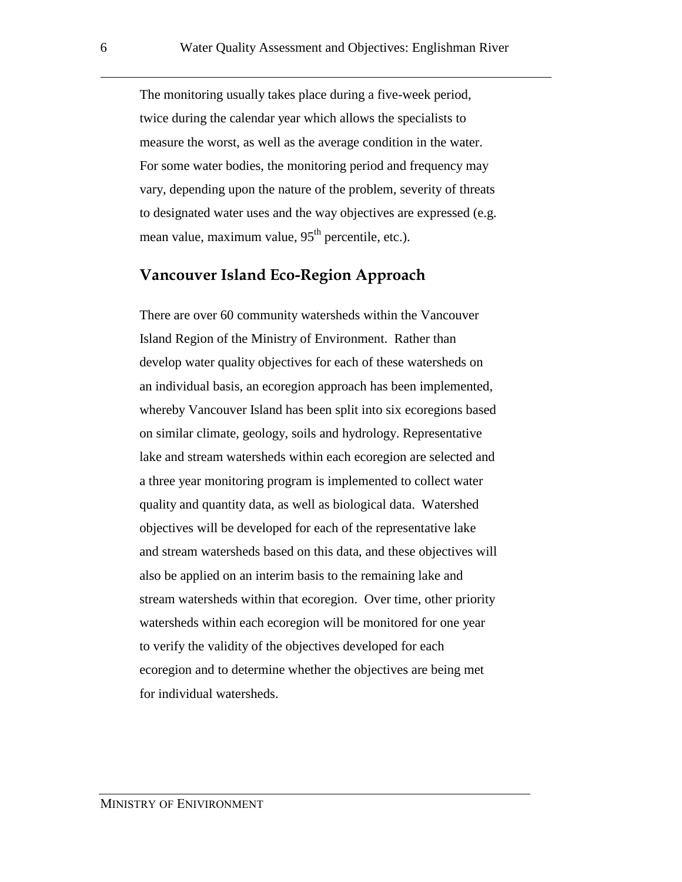The monitoring usually takes place during a five-week period, twice during the calendar year which allows the specialists to measure the worst, as well as the average condition in the water. For some water bodies, the monitoring period and frequency may vary, depending upon the nature of the problem, severity of threats to designated water uses and the way objectives are expressed (e.g. mean value, maximum value, $95^{th}$ percentile, etc.).

## Vancouver Island Eco-Region Approach

There are over 60 community watersheds within the Vancouver Island Region of the Ministry of Environment. Rather than develop water quality objectives for each of these watersheds on an individual basis, an ecoregion approach has been implemented, whereby Vancouver Island has been split into six ecoregions based on similar climate, geology, soils and hydrology. Representative lake and stream watersheds within each ecoregion are selected and a three year monitoring program is implemented to collect water quality and quantity data, as well as biological data. Watershed objectives will be developed for each of the representative lake and stream watersheds based on this data, and these objectives will also be applied on an interim basis to the remaining lake and stream watersheds within that ecoregion. Over time, other priority watersheds within each ecoregion will be monitored for one year to verify the validity of the objectives developed for each ecoregion and to determine whether the objectives are being met for individual watersheds.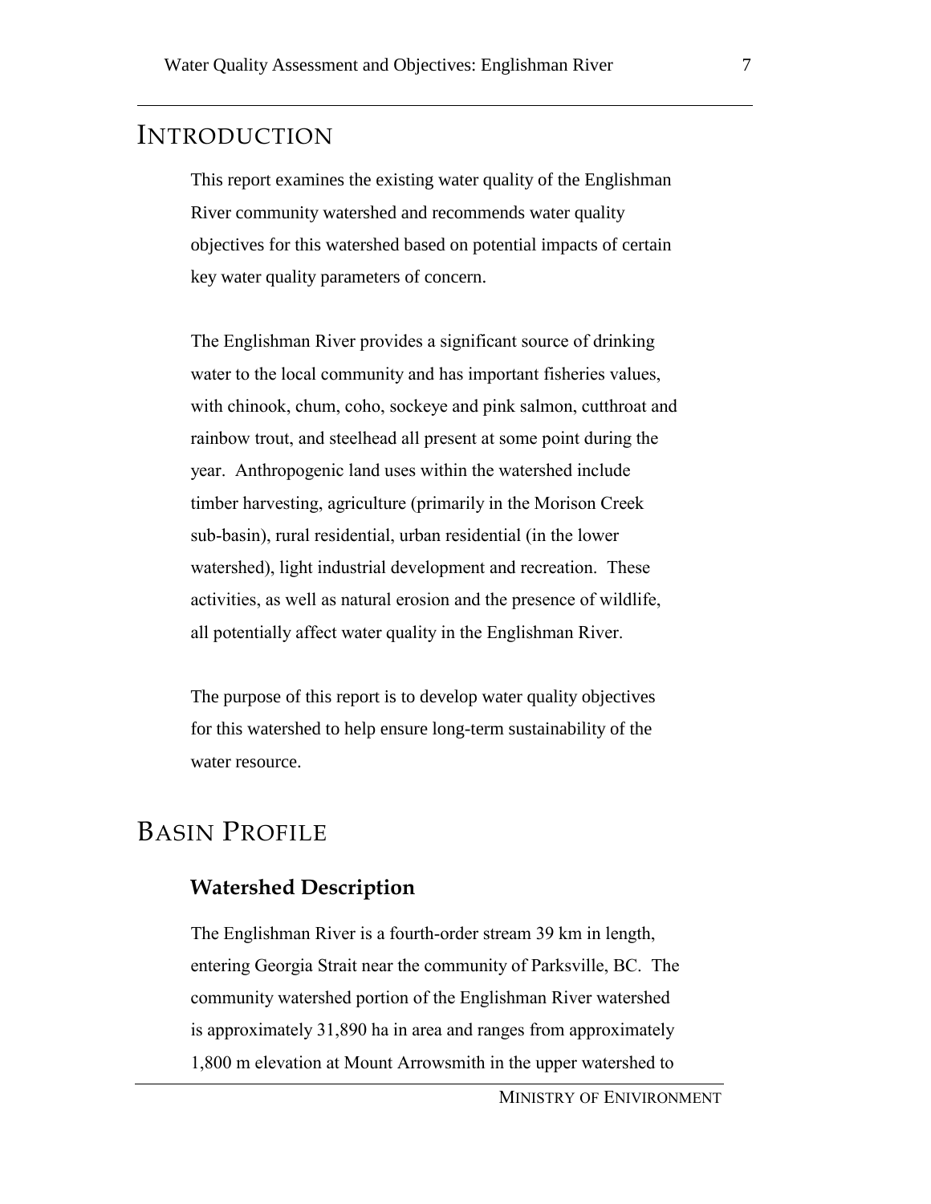# INTRODUCTION

This report examines the existing water quality of the Englishman River community watershed and recommends water quality objectives for this watershed based on potential impacts of certain key water quality parameters of concern.

The Englishman River provides a significant source of drinking water to the local community and has important fisheries values, with chinook, chum, coho, sockeye and pink salmon, cutthroat and rainbow trout, and steelhead all present at some point during the year. Anthropogenic land uses within the watershed include timber harvesting, agriculture (primarily in the Morison Creek sub-basin), rural residential, urban residential (in the lower watershed), light industrial development and recreation. These activities, as well as natural erosion and the presence of wildlife, all potentially affect water quality in the Englishman River.

The purpose of this report is to develop water quality objectives for this watershed to help ensure long-term sustainability of the water resource.

# BASIN PROFILE

## Watershed Description

The Englishman River is a fourth-order stream 39 km in length, entering Georgia Strait near the community of Parksville, BC. The community watershed portion of the Englishman River watershed is approximately 31,890 ha in area and ranges from approximately 1,800 m elevation at Mount Arrowsmith in the upper watershed to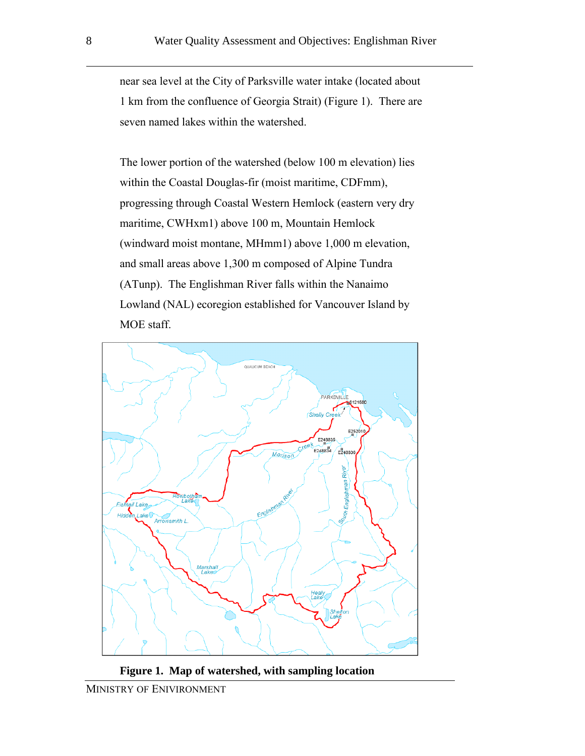near sea level at the City of Parksville water intake (located about 1 km from the confluence of Georgia Strait) (Figure 1). There are seven named lakes within the watershed.

The lower portion of the watershed (below 100 m elevation) lies within the Coastal Douglas-fir (moist maritime, CDFmm), progressing through Coastal Western Hemlock (eastern very dry maritime, CWHxm1) above 100 m, Mountain Hemlock (windward moist montane, MHmm1) above 1,000 m elevation, and small areas above 1,300 m composed of Alpine Tundra (ATunp). The Englishman River falls within the Nanaimo Lowland (NAL) ecoregion established for Vancouver Island by MOE staff.

**Figure 1. Map of watershed, with sampling location**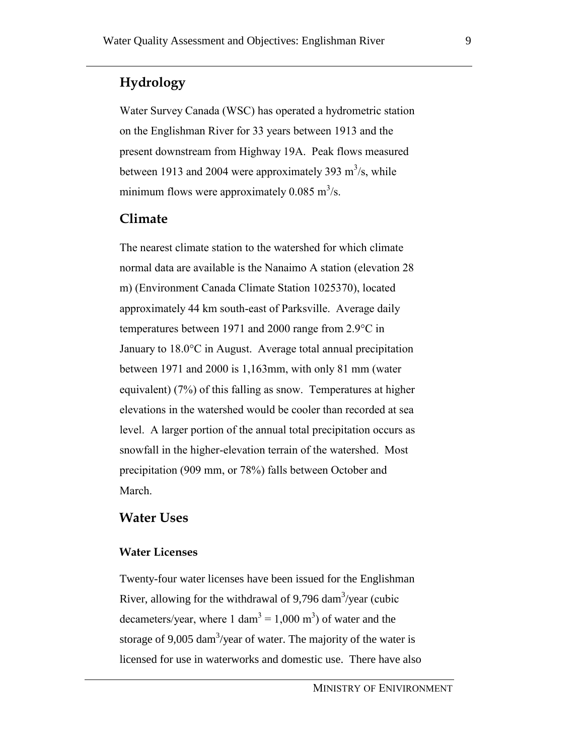## Hydrology

Water Survey Canada (WSC) has operated a hydrometric station on the Englishman River for 33 years between 1913 and the present downstream from Highway 19A. Peak flows measured between 1913 and 2004 were approximately 393 $m^3/s$, while minimum flows were approximately 0.085 $m^3/s$.

## Climate

The nearest climate station to the watershed for which climate normal data are available is the Nanaimo A station (elevation 28 m) (Environment Canada Climate Station 1025370), located approximately 44 km south-east of Parksville. Average daily temperatures between 1971 and 2000 range from 2.9°C in January to 18.0°C in August. Average total annual precipitation between 1971 and 2000 is 1,163mm, with only 81 mm (water equivalent) (7%) of this falling as snow. Temperatures at higher elevations in the watershed would be cooler than recorded at sea level. A larger portion of the annual total precipitation occurs as snowfall in the higher-elevation terrain of the watershed. Most precipitation (909 mm, or 78%) falls between October and March.

## Water Uses

### Water Licenses

Twenty-four water licenses have been issued for the Englishman River, allowing for the withdrawal of 9,796 $dam^3$/year (cubic decameters/year, where 1 $dam^3 = 1{,}000\ m^3$) of water and the storage of 9,005 $dam^3$/year of water. The majority of the water is licensed for use in waterworks and domestic use. There have also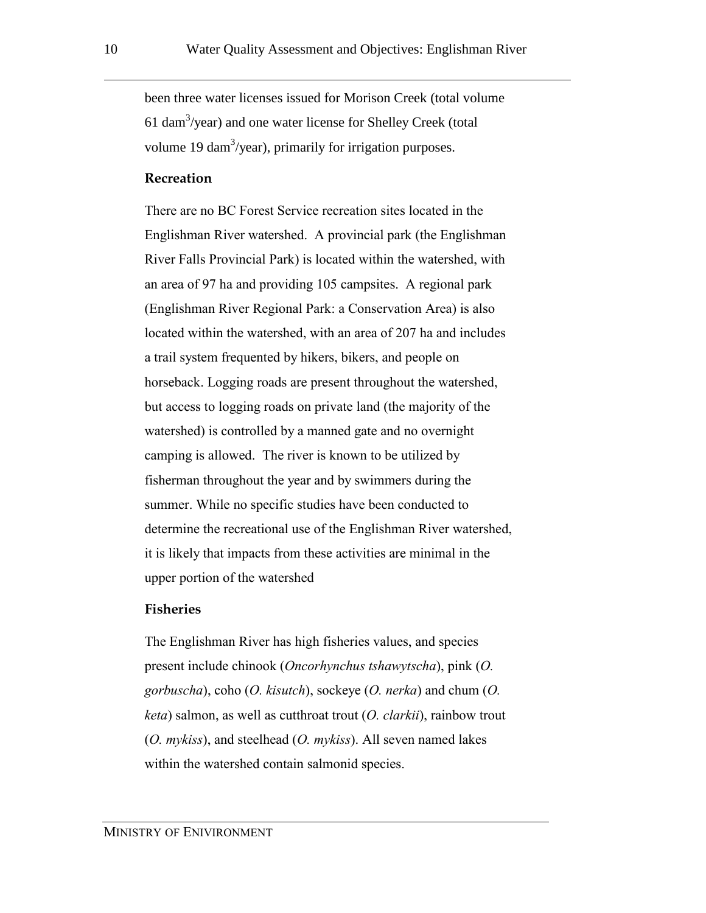been three water licenses issued for Morison Creek (total volume 61 $dam^3$/year) and one water license for Shelley Creek (total volume 19 $dam^3$/year), primarily for irrigation purposes.

### Recreation

There are no BC Forest Service recreation sites located in the Englishman River watershed. A provincial park (the Englishman River Falls Provincial Park) is located within the watershed, with an area of 97 ha and providing 105 campsites. A regional park (Englishman River Regional Park: a Conservation Area) is also located within the watershed, with an area of 207 ha and includes a trail system frequented by hikers, bikers, and people on horseback. Logging roads are present throughout the watershed, but access to logging roads on private land (the majority of the watershed) is controlled by a manned gate and no overnight camping is allowed. The river is known to be utilized by fisherman throughout the year and by swimmers during the summer. While no specific studies have been conducted to determine the recreational use of the Englishman River watershed, it is likely that impacts from these activities are minimal in the upper portion of the watershed

### Fisheries

The Englishman River has high fisheries values, and species present include chinook (*Oncorhynchus tshawytscha*), pink (*O. gorbuscha*), coho (*O. kisutch*), sockeye (*O. nerka*) and chum (*O. keta*) salmon, as well as cutthroat trout (*O. clarkii*), rainbow trout (*O. mykiss*), and steelhead (*O. mykiss*). All seven named lakes within the watershed contain salmonid species.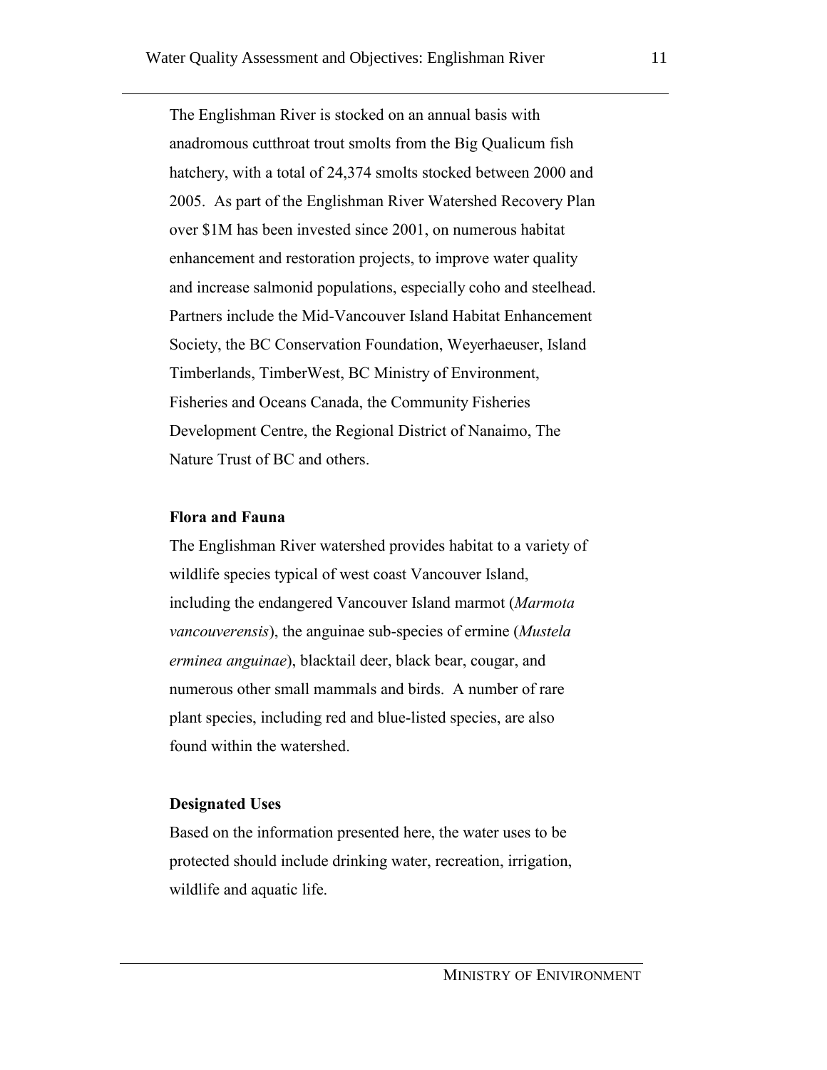The Englishman River is stocked on an annual basis with anadromous cutthroat trout smolts from the Big Qualicum fish hatchery, with a total of 24,374 smolts stocked between 2000 and 2005. As part of the Englishman River Watershed Recovery Plan over $1M has been invested since 2001, on numerous habitat enhancement and restoration projects, to improve water quality and increase salmonid populations, especially coho and steelhead. Partners include the Mid-Vancouver Island Habitat Enhancement Society, the BC Conservation Foundation, Weyerhaeuser, Island Timberlands, TimberWest, BC Ministry of Environment, Fisheries and Oceans Canada, the Community Fisheries Development Centre, the Regional District of Nanaimo, The Nature Trust of BC and others.

**Flora and Fauna**

The Englishman River watershed provides habitat to a variety of wildlife species typical of west coast Vancouver Island, including the endangered Vancouver Island marmot (*Marmota vancouverensis*), the anguinae sub-species of ermine (*Mustela erminea anguinae*), blacktail deer, black bear, cougar, and numerous other small mammals and birds. A number of rare plant species, including red and blue-listed species, are also found within the watershed.

**Designated Uses**

Based on the information presented here, the water uses to be protected should include drinking water, recreation, irrigation, wildlife and aquatic life.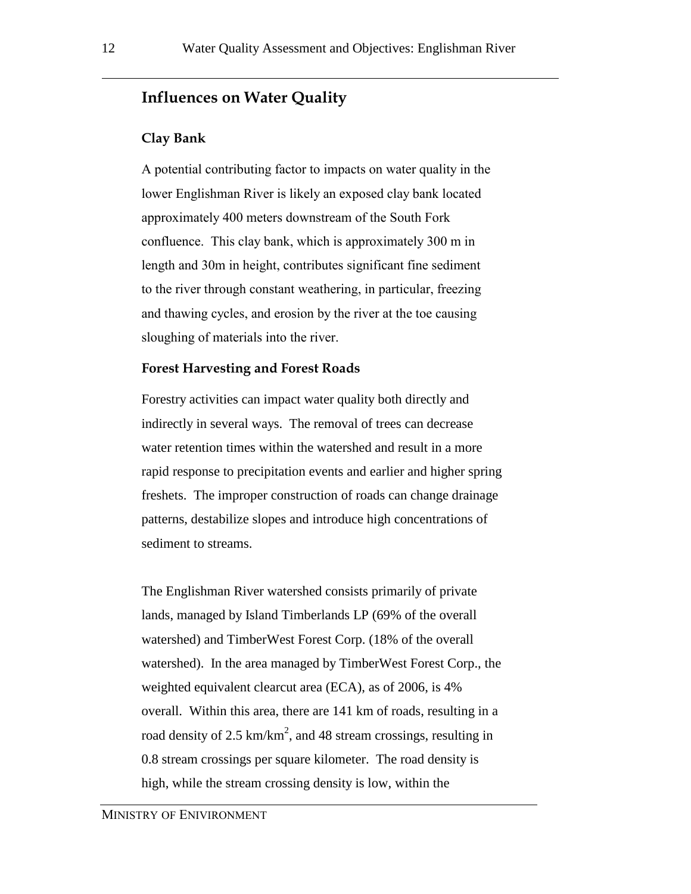## Influences on Water Quality

### Clay Bank

A potential contributing factor to impacts on water quality in the lower Englishman River is likely an exposed clay bank located approximately 400 meters downstream of the South Fork confluence. This clay bank, which is approximately 300 m in length and 30m in height, contributes significant fine sediment to the river through constant weathering, in particular, freezing and thawing cycles, and erosion by the river at the toe causing sloughing of materials into the river.

### Forest Harvesting and Forest Roads

Forestry activities can impact water quality both directly and indirectly in several ways. The removal of trees can decrease water retention times within the watershed and result in a more rapid response to precipitation events and earlier and higher spring freshets. The improper construction of roads can change drainage patterns, destabilize slopes and introduce high concentrations of sediment to streams.

The Englishman River watershed consists primarily of private lands, managed by Island Timberlands LP (69% of the overall watershed) and TimberWest Forest Corp. (18% of the overall watershed). In the area managed by TimberWest Forest Corp., the weighted equivalent clearcut area (ECA), as of 2006, is 4% overall. Within this area, there are 141 km of roads, resulting in a road density of 2.5 $km/km^2$, and 48 stream crossings, resulting in 0.8 stream crossings per square kilometer. The road density is high, while the stream crossing density is low, within the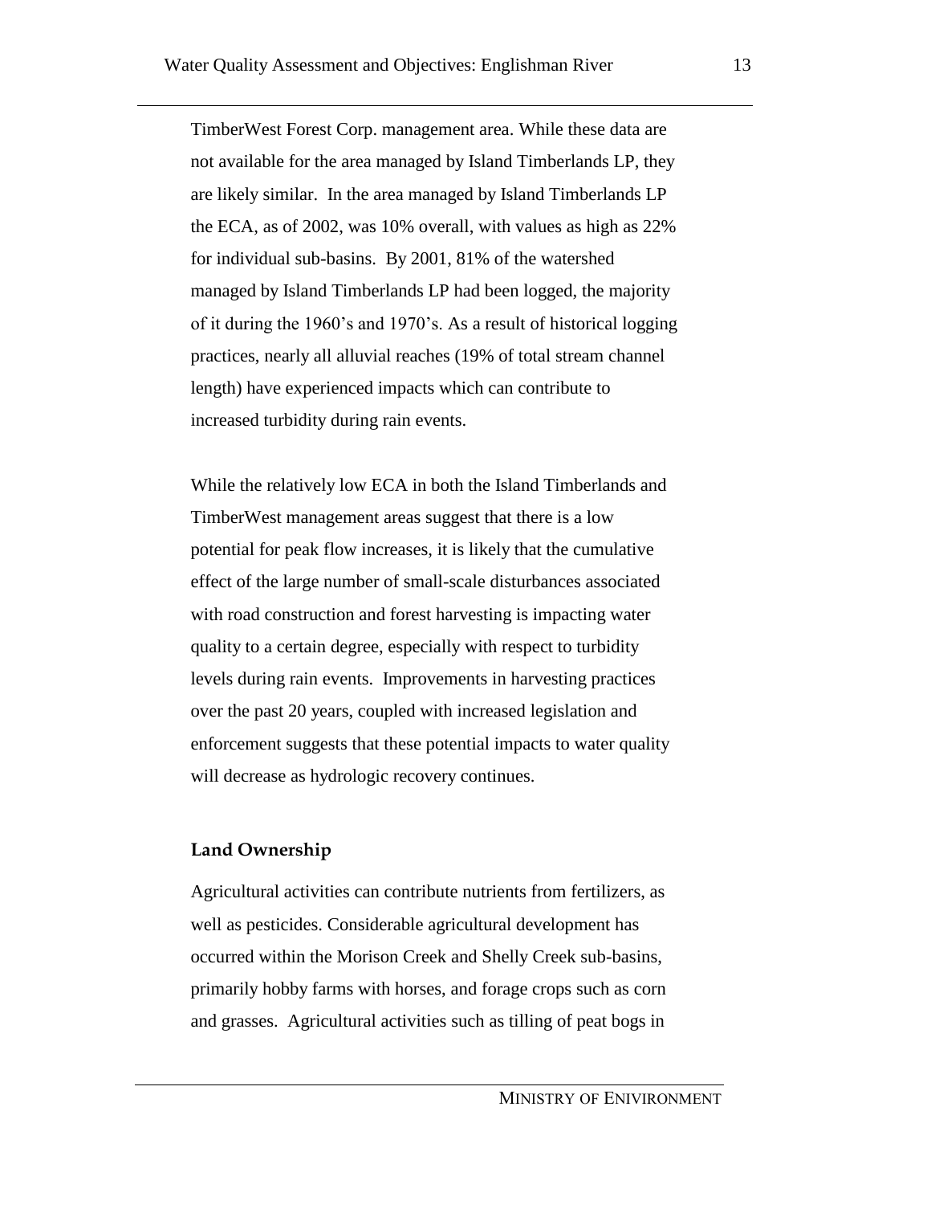TimberWest Forest Corp. management area. While these data are not available for the area managed by Island Timberlands LP, they are likely similar. In the area managed by Island Timberlands LP the ECA, as of 2002, was 10% overall, with values as high as 22% for individual sub-basins. By 2001, 81% of the watershed managed by Island Timberlands LP had been logged, the majority of it during the 1960's and 1970's. As a result of historical logging practices, nearly all alluvial reaches (19% of total stream channel length) have experienced impacts which can contribute to increased turbidity during rain events.

While the relatively low ECA in both the Island Timberlands and TimberWest management areas suggest that there is a low potential for peak flow increases, it is likely that the cumulative effect of the large number of small-scale disturbances associated with road construction and forest harvesting is impacting water quality to a certain degree, especially with respect to turbidity levels during rain events. Improvements in harvesting practices over the past 20 years, coupled with increased legislation and enforcement suggests that these potential impacts to water quality will decrease as hydrologic recovery continues.

**Land Ownership**

Agricultural activities can contribute nutrients from fertilizers, as well as pesticides. Considerable agricultural development has occurred within the Morison Creek and Shelly Creek sub-basins, primarily hobby farms with horses, and forage crops such as corn and grasses. Agricultural activities such as tilling of peat bogs in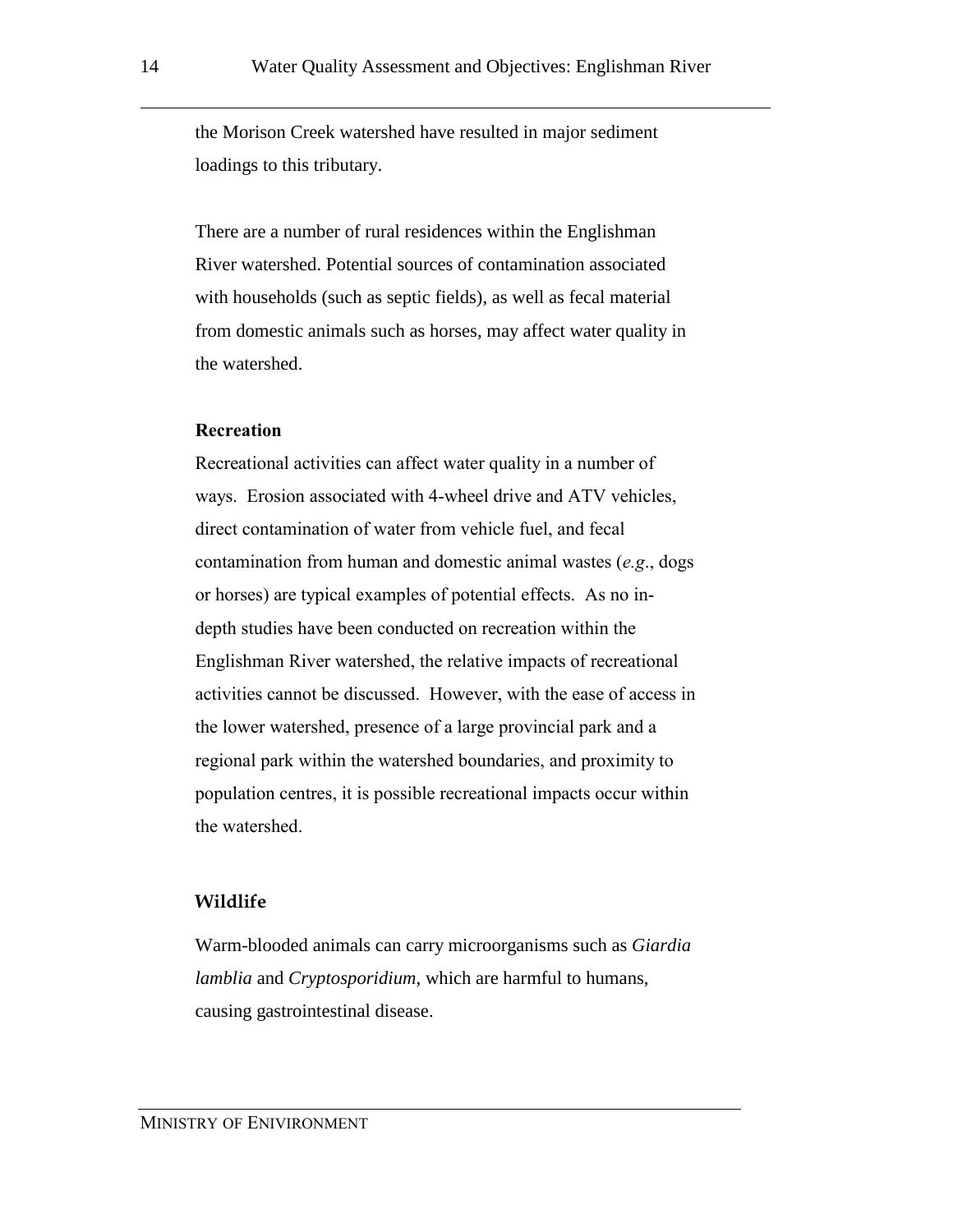the Morison Creek watershed have resulted in major sediment loadings to this tributary.

There are a number of rural residences within the Englishman River watershed. Potential sources of contamination associated with households (such as septic fields), as well as fecal material from domestic animals such as horses, may affect water quality in the watershed.

### Recreation

Recreational activities can affect water quality in a number of ways. Erosion associated with 4-wheel drive and ATV vehicles, direct contamination of water from vehicle fuel, and fecal contamination from human and domestic animal wastes (*e.g*., dogs or horses) are typical examples of potential effects. As no in-depth studies have been conducted on recreation within the Englishman River watershed, the relative impacts of recreational activities cannot be discussed. However, with the ease of access in the lower watershed, presence of a large provincial park and a regional park within the watershed boundaries, and proximity to population centres, it is possible recreational impacts occur within the watershed.

### Wildlife

Warm-blooded animals can carry microorganisms such as *Giardia lamblia* and *Cryptosporidium*, which are harmful to humans, causing gastrointestinal disease.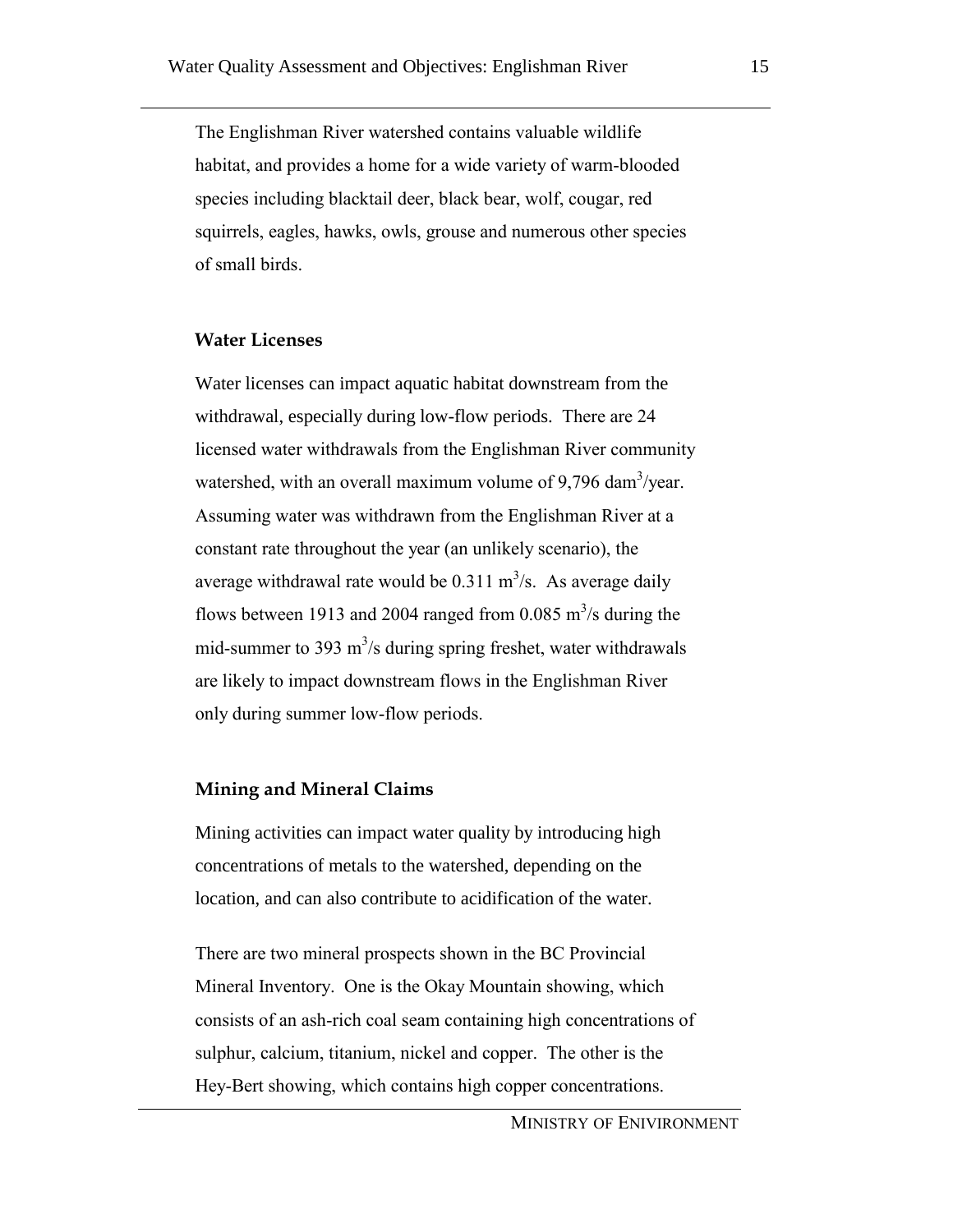The Englishman River watershed contains valuable wildlife habitat, and provides a home for a wide variety of warm-blooded species including blacktail deer, black bear, wolf, cougar, red squirrels, eagles, hawks, owls, grouse and numerous other species of small birds.

### Water Licenses

Water licenses can impact aquatic habitat downstream from the withdrawal, especially during low-flow periods. There are 24 licensed water withdrawals from the Englishman River community watershed, with an overall maximum volume of 9,796 $dam^3$/year. Assuming water was withdrawn from the Englishman River at a constant rate throughout the year (an unlikely scenario), the average withdrawal rate would be 0.311 $m^3$/s. As average daily flows between 1913 and 2004 ranged from 0.085 $m^3$/s during the mid-summer to 393 $m^3$/s during spring freshet, water withdrawals are likely to impact downstream flows in the Englishman River only during summer low-flow periods.

### Mining and Mineral Claims

Mining activities can impact water quality by introducing high concentrations of metals to the watershed, depending on the location, and can also contribute to acidification of the water.

There are two mineral prospects shown in the BC Provincial Mineral Inventory. One is the Okay Mountain showing, which consists of an ash-rich coal seam containing high concentrations of sulphur, calcium, titanium, nickel and copper. The other is the Hey-Bert showing, which contains high copper concentrations.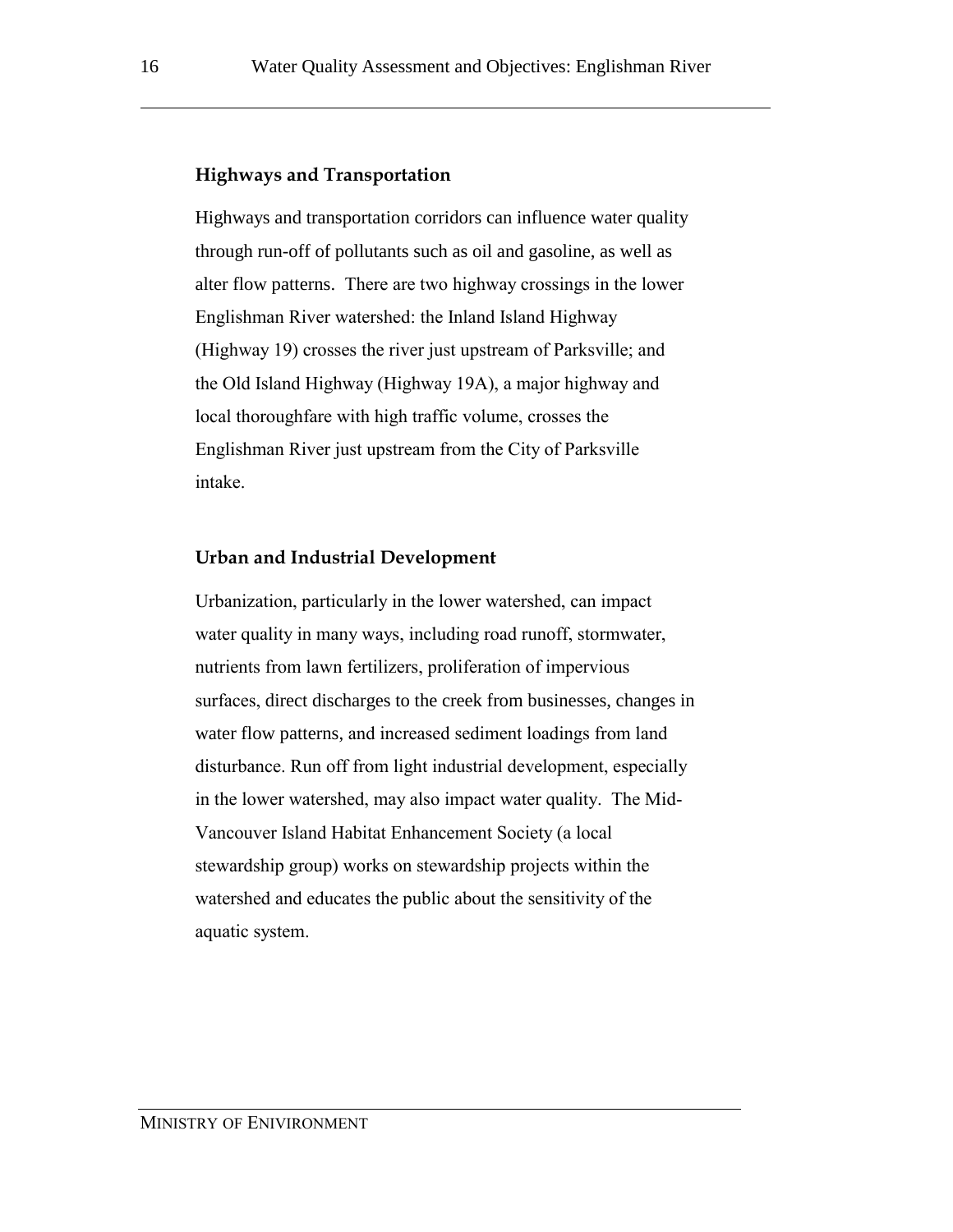### Highways and Transportation

Highways and transportation corridors can influence water quality through run-off of pollutants such as oil and gasoline, as well as alter flow patterns. There are two highway crossings in the lower Englishman River watershed: the Inland Island Highway (Highway 19) crosses the river just upstream of Parksville; and the Old Island Highway (Highway 19A), a major highway and local thoroughfare with high traffic volume, crosses the Englishman River just upstream from the City of Parksville intake.

### Urban and Industrial Development

Urbanization, particularly in the lower watershed, can impact water quality in many ways, including road runoff, stormwater, nutrients from lawn fertilizers, proliferation of impervious surfaces, direct discharges to the creek from businesses, changes in water flow patterns, and increased sediment loadings from land disturbance. Run off from light industrial development, especially in the lower watershed, may also impact water quality. The Mid-Vancouver Island Habitat Enhancement Society (a local stewardship group) works on stewardship projects within the watershed and educates the public about the sensitivity of the aquatic system.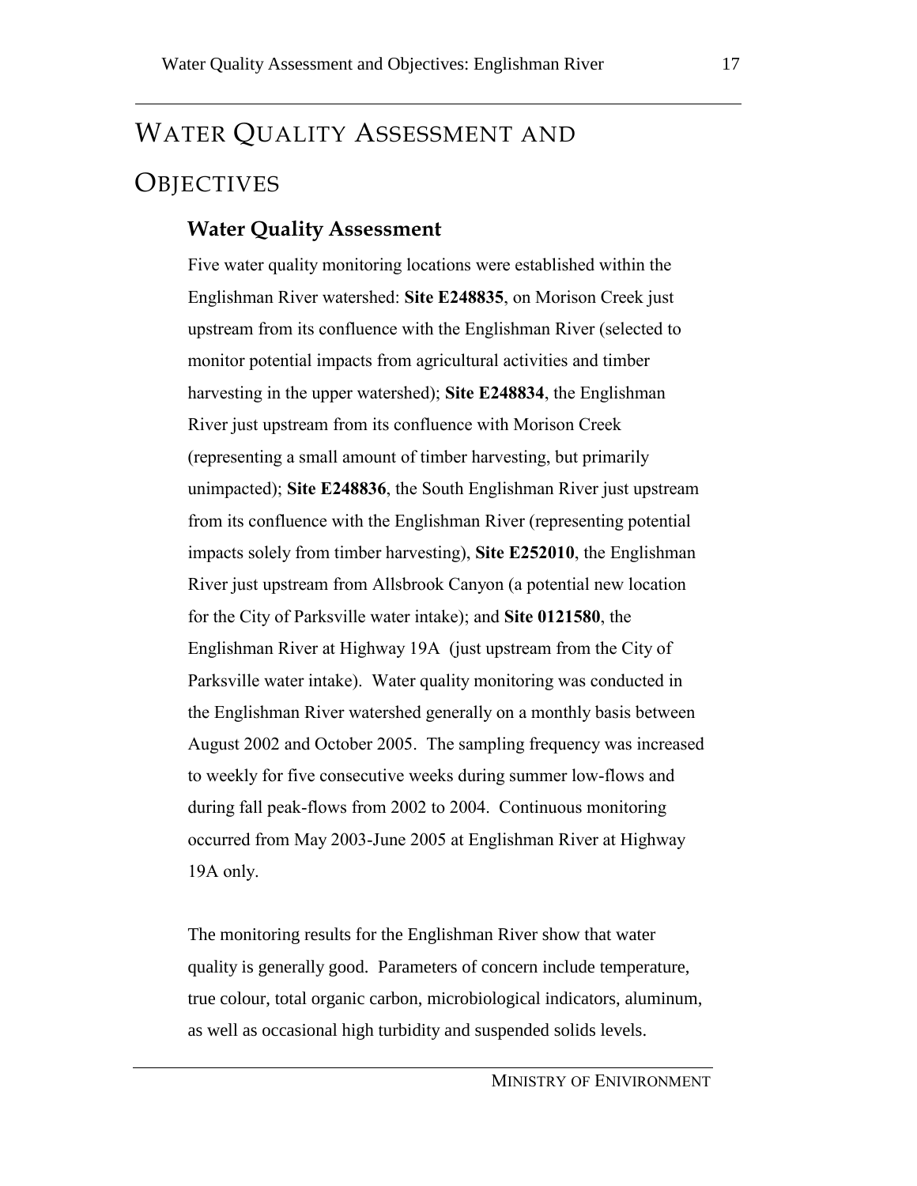# Water Quality Assessment and Objectives

## Water Quality Assessment

Five water quality monitoring locations were established within the Englishman River watershed: **Site E248835**, on Morison Creek just upstream from its confluence with the Englishman River (selected to monitor potential impacts from agricultural activities and timber harvesting in the upper watershed); **Site E248834**, the Englishman River just upstream from its confluence with Morison Creek (representing a small amount of timber harvesting, but primarily unimpacted); **Site E248836**, the South Englishman River just upstream from its confluence with the Englishman River (representing potential impacts solely from timber harvesting), **Site E252010**, the Englishman River just upstream from Allsbrook Canyon (a potential new location for the City of Parksville water intake); and **Site 0121580**, the Englishman River at Highway 19A (just upstream from the City of Parksville water intake). Water quality monitoring was conducted in the Englishman River watershed generally on a monthly basis between August 2002 and October 2005. The sampling frequency was increased to weekly for five consecutive weeks during summer low-flows and during fall peak-flows from 2002 to 2004. Continuous monitoring occurred from May 2003-June 2005 at Englishman River at Highway 19A only.

The monitoring results for the Englishman River show that water quality is generally good. Parameters of concern include temperature, true colour, total organic carbon, microbiological indicators, aluminum, as well as occasional high turbidity and suspended solids levels.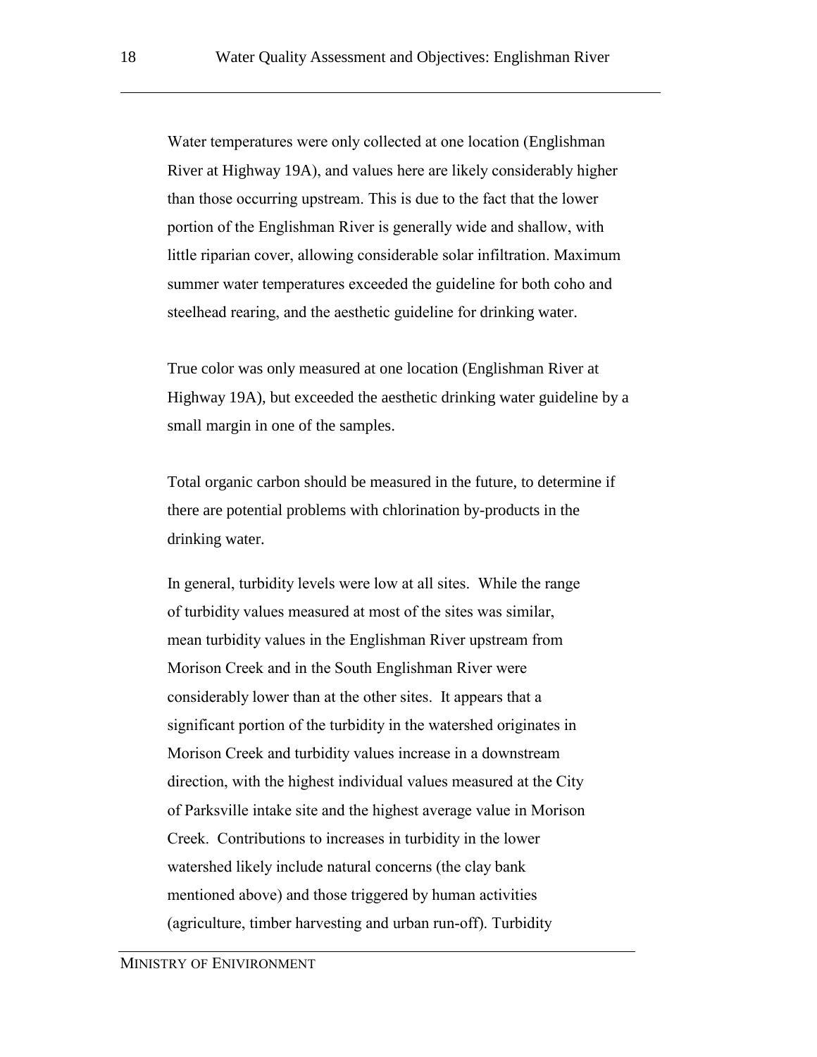Water temperatures were only collected at one location (Englishman River at Highway 19A), and values here are likely considerably higher than those occurring upstream. This is due to the fact that the lower portion of the Englishman River is generally wide and shallow, with little riparian cover, allowing considerable solar infiltration. Maximum summer water temperatures exceeded the guideline for both coho and steelhead rearing, and the aesthetic guideline for drinking water.

True color was only measured at one location (Englishman River at Highway 19A), but exceeded the aesthetic drinking water guideline by a small margin in one of the samples.

Total organic carbon should be measured in the future, to determine if there are potential problems with chlorination by-products in the drinking water.

In general, turbidity levels were low at all sites. While the range of turbidity values measured at most of the sites was similar, mean turbidity values in the Englishman River upstream from Morison Creek and in the South Englishman River were considerably lower than at the other sites. It appears that a significant portion of the turbidity in the watershed originates in Morison Creek and turbidity values increase in a downstream direction, with the highest individual values measured at the City of Parksville intake site and the highest average value in Morison Creek. Contributions to increases in turbidity in the lower watershed likely include natural concerns (the clay bank mentioned above) and those triggered by human activities (agriculture, timber harvesting and urban run-off). Turbidity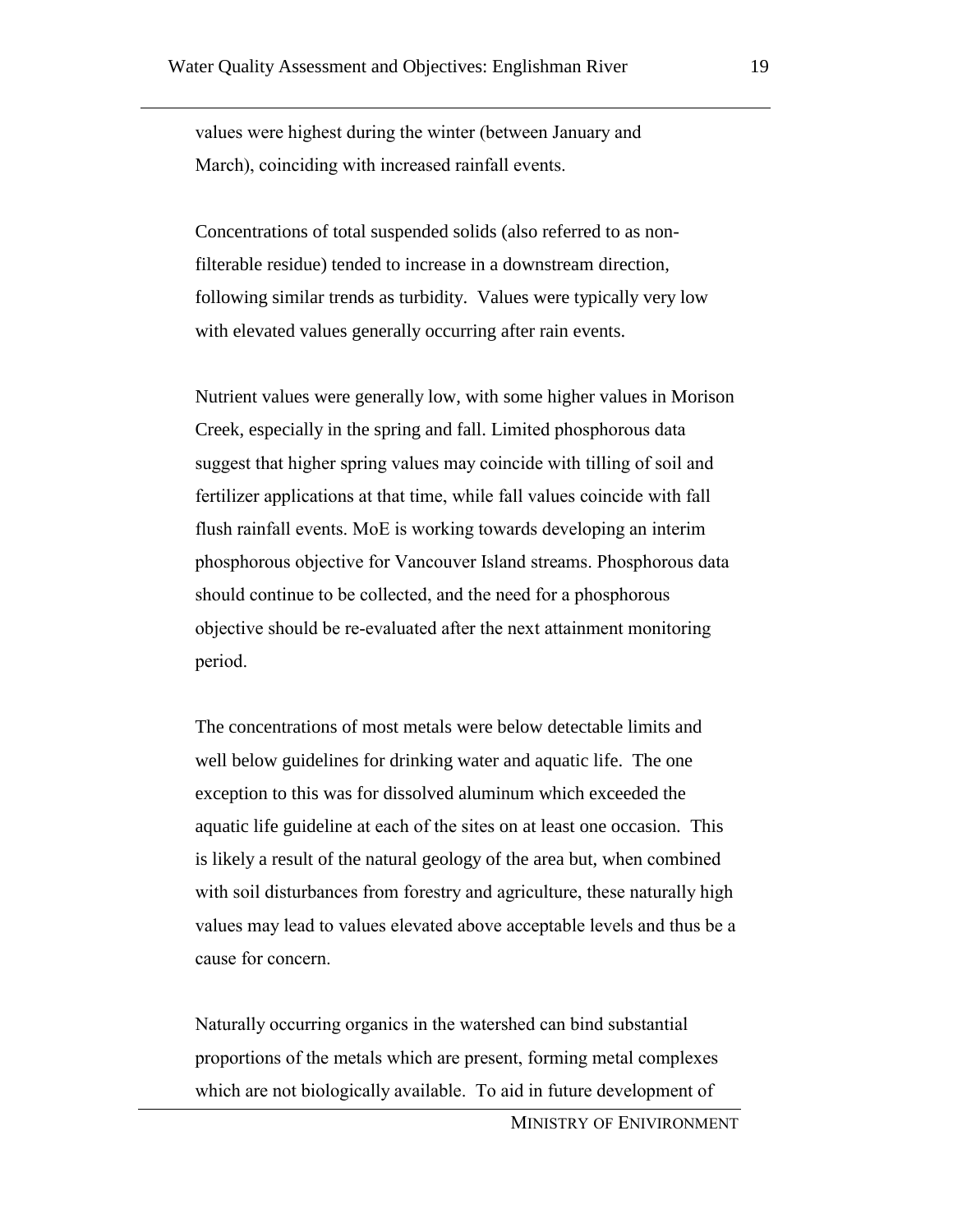values were highest during the winter (between January and March), coinciding with increased rainfall events.

Concentrations of total suspended solids (also referred to as non-filterable residue) tended to increase in a downstream direction, following similar trends as turbidity. Values were typically very low with elevated values generally occurring after rain events.

Nutrient values were generally low, with some higher values in Morison Creek, especially in the spring and fall. Limited phosphorous data suggest that higher spring values may coincide with tilling of soil and fertilizer applications at that time, while fall values coincide with fall flush rainfall events. MoE is working towards developing an interim phosphorous objective for Vancouver Island streams. Phosphorous data should continue to be collected, and the need for a phosphorous objective should be re-evaluated after the next attainment monitoring period.

The concentrations of most metals were below detectable limits and well below guidelines for drinking water and aquatic life. The one exception to this was for dissolved aluminum which exceeded the aquatic life guideline at each of the sites on at least one occasion. This is likely a result of the natural geology of the area but, when combined with soil disturbances from forestry and agriculture, these naturally high values may lead to values elevated above acceptable levels and thus be a cause for concern.

Naturally occurring organics in the watershed can bind substantial proportions of the metals which are present, forming metal complexes which are not biologically available. To aid in future development of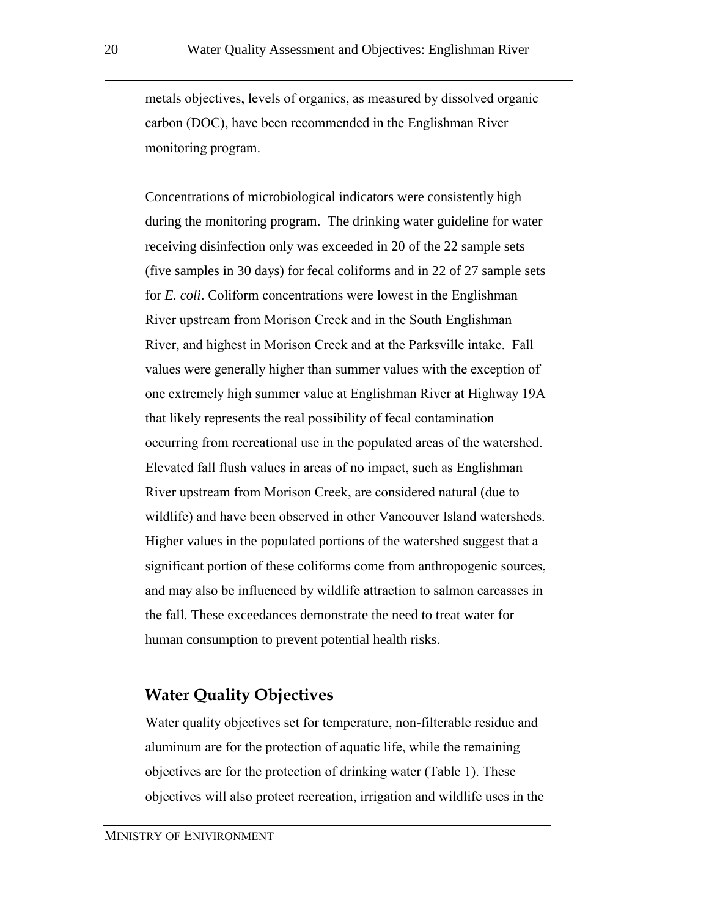metals objectives, levels of organics, as measured by dissolved organic carbon (DOC), have been recommended in the Englishman River monitoring program.

Concentrations of microbiological indicators were consistently high during the monitoring program. The drinking water guideline for water receiving disinfection only was exceeded in 20 of the 22 sample sets (five samples in 30 days) for fecal coliforms and in 22 of 27 sample sets for *E. coli*. Coliform concentrations were lowest in the Englishman River upstream from Morison Creek and in the South Englishman River, and highest in Morison Creek and at the Parksville intake. Fall values were generally higher than summer values with the exception of one extremely high summer value at Englishman River at Highway 19A that likely represents the real possibility of fecal contamination occurring from recreational use in the populated areas of the watershed. Elevated fall flush values in areas of no impact, such as Englishman River upstream from Morison Creek, are considered natural (due to wildlife) and have been observed in other Vancouver Island watersheds. Higher values in the populated portions of the watershed suggest that a significant portion of these coliforms come from anthropogenic sources, and may also be influenced by wildlife attraction to salmon carcasses in the fall. These exceedances demonstrate the need to treat water for human consumption to prevent potential health risks.

## Water Quality Objectives

Water quality objectives set for temperature, non-filterable residue and aluminum are for the protection of aquatic life, while the remaining objectives are for the protection of drinking water (Table 1). These objectives will also protect recreation, irrigation and wildlife uses in the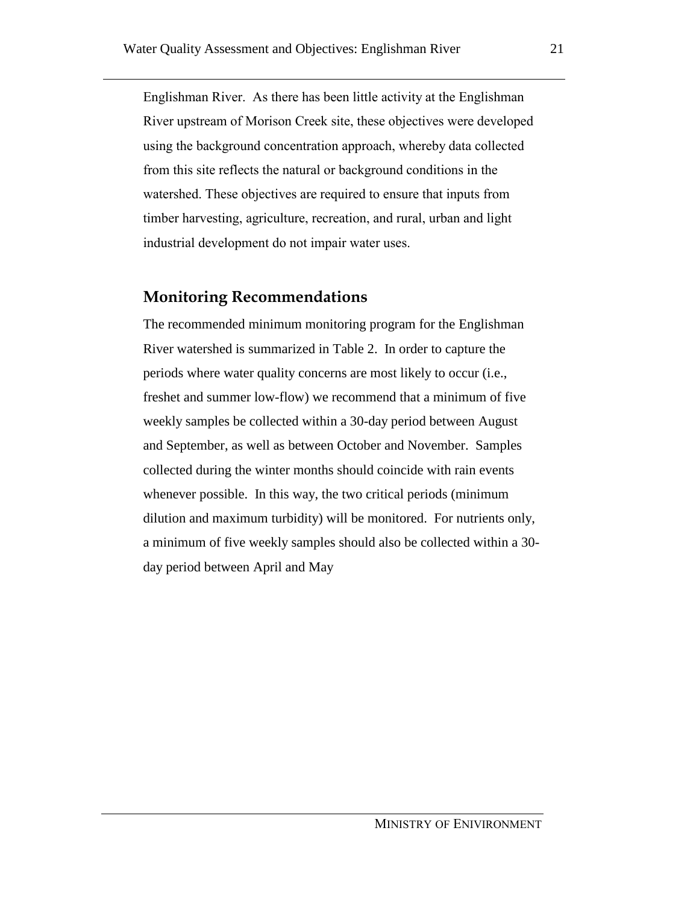Englishman River. As there has been little activity at the Englishman River upstream of Morison Creek site, these objectives were developed using the background concentration approach, whereby data collected from this site reflects the natural or background conditions in the watershed. These objectives are required to ensure that inputs from timber harvesting, agriculture, recreation, and rural, urban and light industrial development do not impair water uses.

## Monitoring Recommendations

The recommended minimum monitoring program for the Englishman River watershed is summarized in Table 2. In order to capture the periods where water quality concerns are most likely to occur (i.e., freshet and summer low-flow) we recommend that a minimum of five weekly samples be collected within a 30-day period between August and September, as well as between October and November. Samples collected during the winter months should coincide with rain events whenever possible. In this way, the two critical periods (minimum dilution and maximum turbidity) will be monitored. For nutrients only, a minimum of five weekly samples should also be collected within a 30-day period between April and May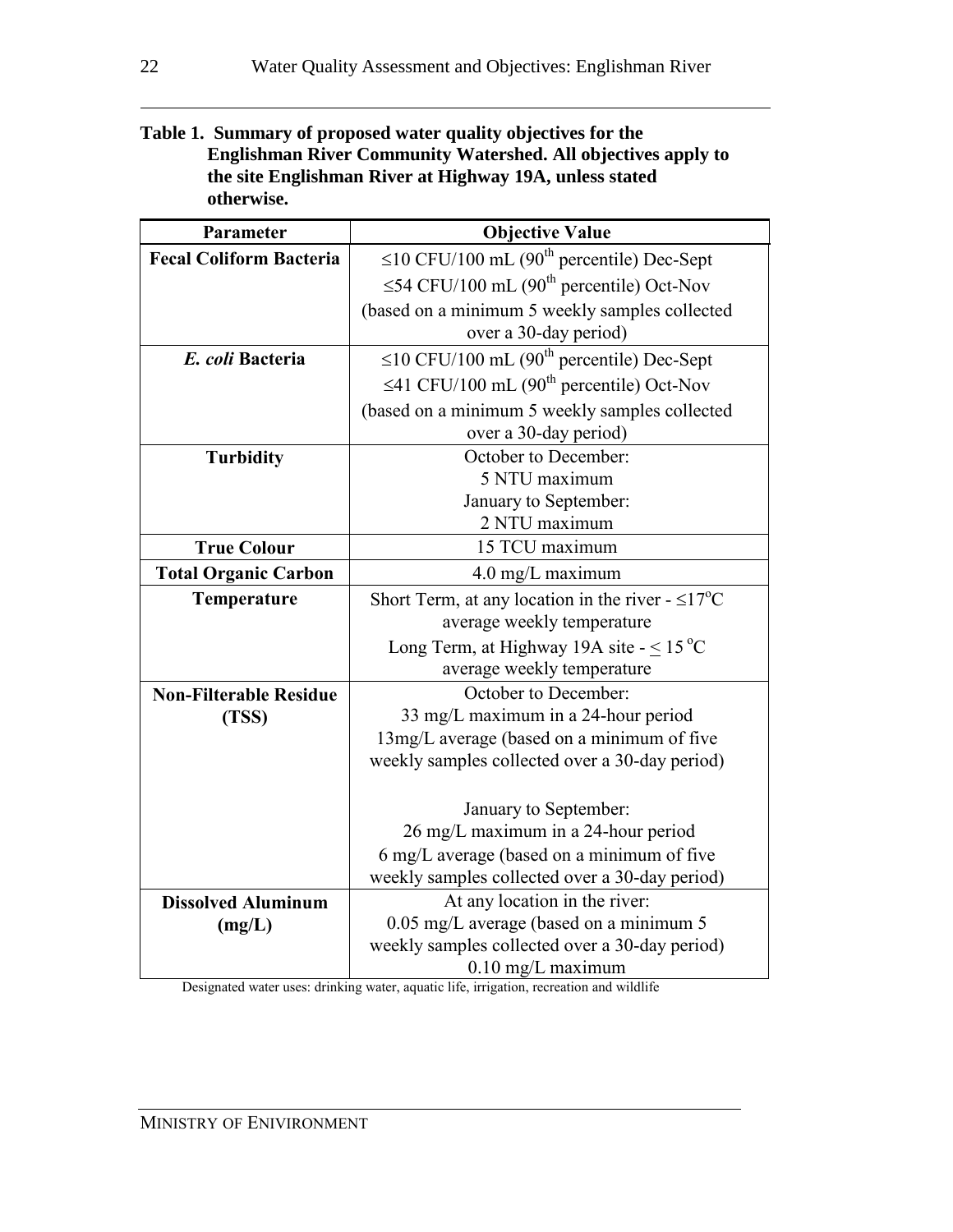**Table 1. Summary of proposed water quality objectives for the Englishman River Community Watershed. All objectives apply to the site Englishman River at Highway 19A, unless stated otherwise.**

| Parameter | Objective Value |
|---|---|
| **Fecal Coliform Bacteria** | ≤10 CFU/100 mL (90$^{th}$ percentile) Dec-Sept<br>≤54 CFU/100 mL (90$^{th}$ percentile) Oct-Nov<br>(based on a minimum 5 weekly samples collected over a 30-day period) |
| ***E. coli* Bacteria** | ≤10 CFU/100 mL (90$^{th}$ percentile) Dec-Sept<br>≤41 CFU/100 mL (90$^{th}$ percentile) Oct-Nov<br>(based on a minimum 5 weekly samples collected over a 30-day period) |
| **Turbidity** | October to December:<br>5 NTU maximum<br>January to September:<br>2 NTU maximum |
| **True Colour** | 15 TCU maximum |
| **Total Organic Carbon** | 4.0 mg/L maximum |
| **Temperature** | Short Term, at any location in the river - ≤17$^{o}$C average weekly temperature<br>Long Term, at Highway 19A site - ≤ 15 $^{o}$C average weekly temperature |
| **Non-Filterable Residue (TSS)** | October to December:<br>33 mg/L maximum in a 24-hour period<br>13mg/L average (based on a minimum of five weekly samples collected over a 30-day period)<br><br>January to September:<br>26 mg/L maximum in a 24-hour period<br>6 mg/L average (based on a minimum of five weekly samples collected over a 30-day period) |
| **Dissolved Aluminum (mg/L)** | At any location in the river:<br>0.05 mg/L average (based on a minimum 5 weekly samples collected over a 30-day period)<br>0.10 mg/L maximum |

Designated water uses: drinking water, aquatic life, irrigation, recreation and wildlife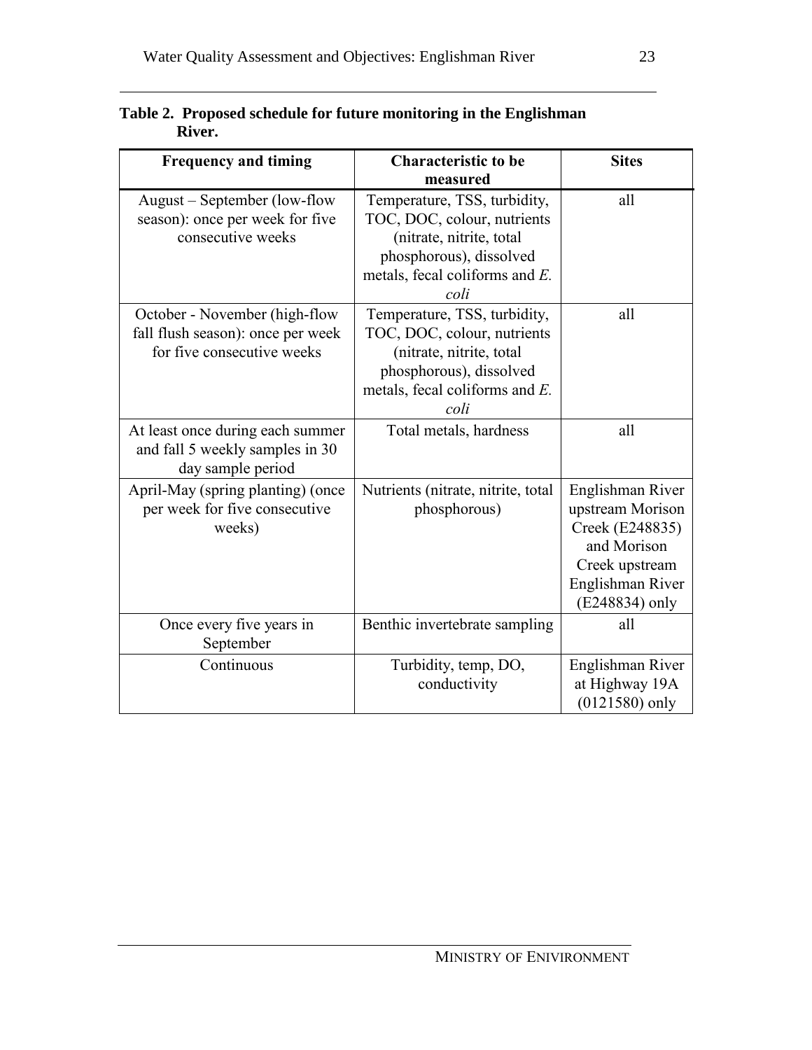**Table 2. Proposed schedule for future monitoring in the Englishman River.**

| Frequency and timing | Characteristic to be measured | Sites |
| --- | --- | --- |
| August – September (low-flow season): once per week for five consecutive weeks | Temperature, TSS, turbidity, TOC, DOC, colour, nutrients (nitrate, nitrite, total phosphorous), dissolved metals, fecal coliforms and *E. coli* | all |
| October - November (high-flow fall flush season): once per week for five consecutive weeks | Temperature, TSS, turbidity, TOC, DOC, colour, nutrients (nitrate, nitrite, total phosphorous), dissolved metals, fecal coliforms and *E. coli* | all |
| At least once during each summer and fall 5 weekly samples in 30 day sample period | Total metals, hardness | all |
| April-May (spring planting) (once per week for five consecutive weeks) | Nutrients (nitrate, nitrite, total phosphorous) | Englishman River upstream Morison Creek (E248835) and Morison Creek upstream Englishman River (E248834) only |
| Once every five years in September | Benthic invertebrate sampling | all |
| Continuous | Turbidity, temp, DO, conductivity | Englishman River at Highway 19A (0121580) only |